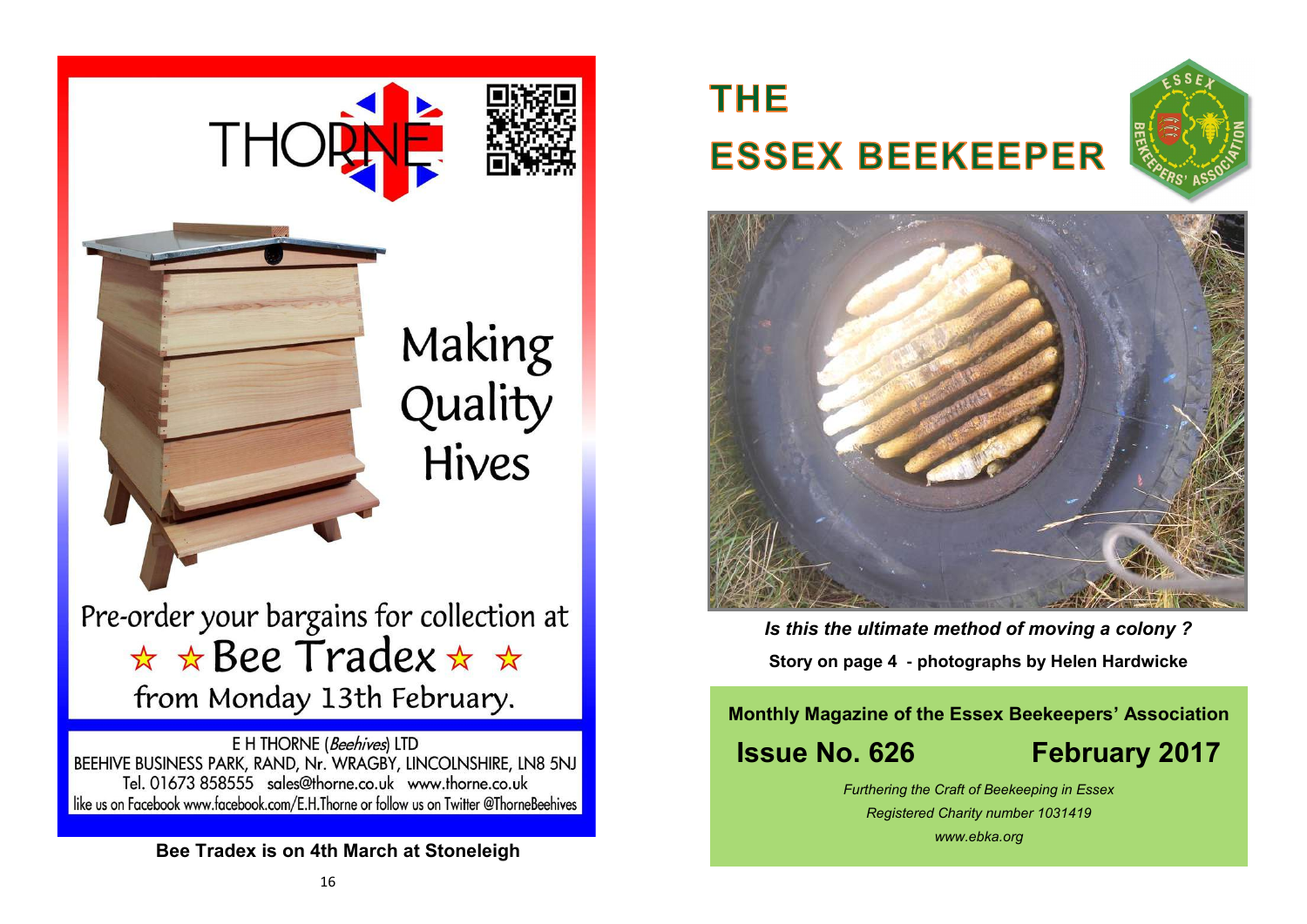THORNE

Making Quality Hives

Pre-order your bargains for collection at

☆ ☆ Bee Tradex ☆ ☆

from Monday 13th February.

E H THORNE (*Beehives*) LTD
BEEHIVE BUSINESS PARK, RAND, Nr. WRAGBY, LINCOLNSHIRE, LN8 5NJ
Tel. 01673 858555 sales@thorne.co.uk www.thorne.co.uk
like us on Facebook www.facebook.com/E.H.Thorne or follow us on Twitter @ThorneBeehives

**Bee Tradex is on 4th March at Stoneleigh**

# THE ESSEX BEEKEEPER

***Is this the ultimate method of moving a colony ?***

**Story on page 4 - photographs by Helen Hardwicke**

**Monthly Magazine of the Essex Beekeepers' Association**

**Issue No. 626 February 2017**

*Furthering the Craft of Beekeeping in Essex*

*Registered Charity number 1031419*

*www.ebka.org*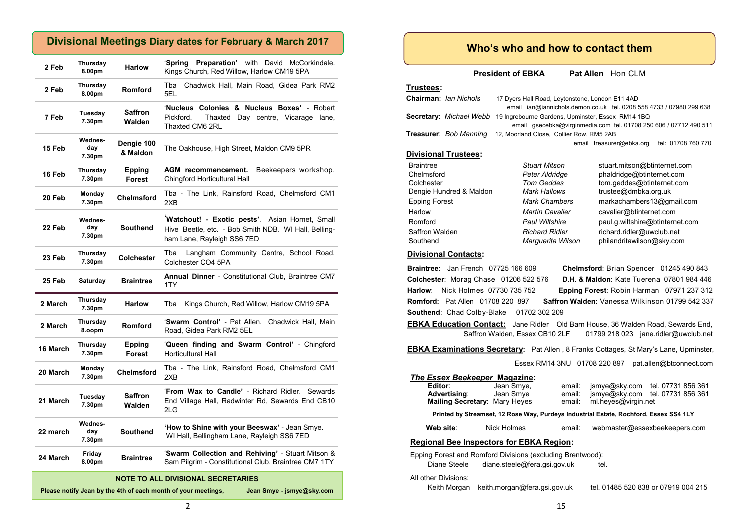## Divisional Meetings Diary dates for February & March 2017

| Date | Day/Time | Division | Details |
|---|---|---|---|
| 2 Feb | Thursday 8.00pm | Harlow | '**Spring Preparation'** with David McCorkindale. Kings Church, Red Willow, Harlow CM19 5PA |
| 2 Feb | Thursday 8.00pm | Romford | Tba Chadwick Hall, Main Road, Gidea Park RM2 5EL |
| 7 Feb | Tuesday 7.30pm | Saffron Walden | '**Nucleus Colonies & Nucleus Boxes'** - Robert Pickford. Thaxted Day centre, Vicarage lane, Thaxted CM6 2RL |
| 15 Feb | Wednesday 7.30pm | Dengie 100 & Maldon | The Oakhouse, High Street, Maldon CM9 5PR |
| 16 Feb | Thursday 7.30pm | Epping Forest | **AGM recommencement.** Beekeepers workshop. Chingford Horticultural Hall |
| 20 Feb | Monday 7.30pm | Chelmsford | Tba - The Link, Rainsford Road, Chelmsford CM1 2XB |
| 22 Feb | Wednesday 7.30pm | Southend | '**Watchout! - Exotic pests'**. Asian Hornet, Small Hive Beetle, etc. - Bob Smith NDB. WI Hall, Bellingham Lane, Rayleigh SS6 7ED |
| 23 Feb | Thursday 7.30pm | Colchester | Tba Langham Community Centre, School Road, Colchester CO4 5PA |
| 25 Feb | Saturday | Braintree | **Annual Dinner** - Constitutional Club, Braintree CM7 1TY |
| 2 March | Thursday 7.30pm | Harlow | Tba Kings Church, Red Willow, Harlow CM19 5PA |
| 2 March | Thursday 8.oopm | Romford | '**Swarm Control'** - Pat Allen. Chadwick Hall, Main Road, Gidea Park RM2 5EL |
| 16 March | Thursday 7.30pm | Epping Forest | '**Queen finding and Swarm Control'** - Chingford Horticultural Hall |
| 20 March | Monday 7.30pm | Chelmsford | Tba - The Link, Rainsford Road, Chelmsford CM1 2XB |
| 21 March | Tuesday 7.30pm | Saffron Walden | '**From Wax to Candle'** - Richard Ridler. Sewards End Village Hall, Radwinter Rd, Sewards End CB10 2LG |
| 22 march | Wednesday 7.30pm | Southend | **'How to Shine with your Beeswax'** - Jean Smye. WI Hall, Bellingham Lane, Rayleigh SS6 7ED |
| 24 March | Friday 8.00pm | Braintree | '**Swarm Collection and Rehiving'** - Stuart Mitson & Sam Pilgrim - Constitutional Club, Braintree CM7 1TY |

**NOTE TO ALL DIVISIONAL SECRETARIES**

**Please notify Jean by the 4th of each month of your meetings, Jean Smye - jsmye@sky.com**

## Who's who and how to contact them

**President of EBKA** **Pat Allen** Hon CLM

### Trustees:

**Chairman**: *Ian Nichols* 17 Dyers Hall Road, Leytonstone, London E11 4AD
email ian@iannichols.demon.co.uk tel. 0208 558 4733 / 07980 299 638

**Secretary**: *Michael Webb* 19 Ingrebourne Gardens, Upminster, Essex RM14 1BQ
email gsecebka@virginmedia.com tel. 01708 250 606 / 07712 490 511

**Treasurer**: *Bob Manning* 12, Moorland Close, Collier Row, RM5 2AB
email treasurer@ebka.org tel: 01708 760 770

### Divisional Trustees:

| Division | Trustee | Email |
|---|---|---|
| Braintree | *Stuart Mitson* | stuart.mitson@btinternet.com |
| Chelmsford | *Peter Aldridge* | phaldridge@btinternet.com |
| Colchester | *Tom Geddes* | tom.geddes@btinternet.com |
| Dengie Hundred & Maldon | *Mark Hallows* | trustee@dmbka.org.uk |
| Epping Forest | *Mark Chambers* | markachambers13@gmail.com |
| Harlow | *Martin Cavalier* | cavalier@btinternet.com |
| Romford | *Paul Wiltshire* | paul.g.wiltshire@btinternet.com |
| Saffron Walden | *Richard Ridler* | richard.ridler@uwclub.net |
| Southend | *Marguerita Wilson* | philandritawilson@sky.com |

### Divisional Contacts:

**Braintree**: Jan French 07725 166 609
**Chelmsford**: Brian Spencer 01245 490 843
**Colchester**: Morag Chase 01206 522 576
**D.H. & Maldon**: Kate Tuerena 07801 984 446
**Harlow**: Nick Holmes 07730 735 752
**Epping Forest**: Robin Harman 07971 237 312
**Romford:** Pat Allen 01708 220 897
**Saffron Walden**: Vanessa Wilkinson 01799 542 337
**Southend**: Chad Colby-Blake 01702 302 209

**EBKA Education Contact:** Jane Ridler Old Barn House, 36 Walden Road, Sewards End, Saffron Walden, Essex CB10 2LF 01799 218 023 jane.ridler@uwclub.net

**EBKA Examinations Secretary:** Pat Allen , 8 Franks Cottages, St Mary's Lane, Upminster, Essex RM14 3NU 01708 220 897 pat.allen@btconnect.com

### *The Essex Beekeeper* Magazine:

**Editor**: Jean Smye, email: jsmye@sky.com tel. 07731 856 361
**Advertising**: Jean Smye email: jsmye@sky.com tel. 07731 856 361
**Mailing Secretary**: Mary Heyes email: ml.heyes@virgin.net

**Printed by Streamset, 12 Rose Way, Purdeys Industrial Estate, Rochford, Essex SS4 1LY**

**Web site**: Nick Holmes email: webmaster@essexbeekeepers.com

### Regional Bee Inspectors for EBKA Region:

Epping Forest and Romford Divisions (excluding Brentwood):
Diane Steele diane.steele@fera.gsi.gov.uk tel.

All other Divisions:
Keith Morgan keith.morgan@fera.gsi.gov.uk tel. 01485 520 838 or 07919 004 215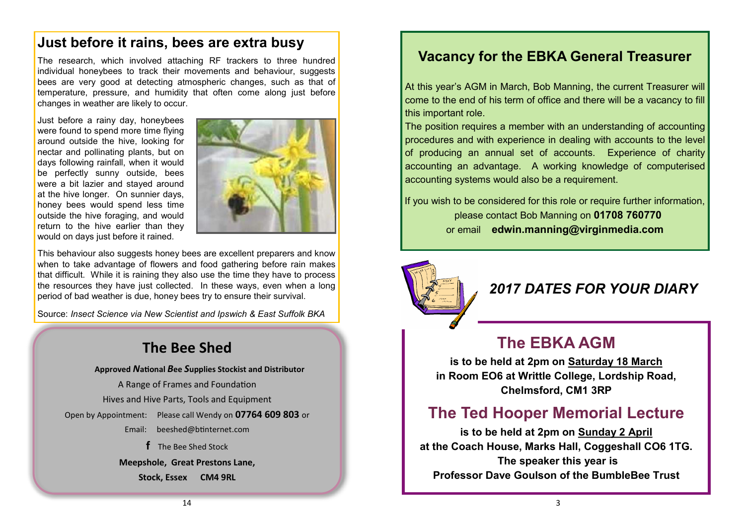## Just before it rains, bees are extra busy

The research, which involved attaching RF trackers to three hundred individual honeybees to track their movements and behaviour, suggests bees are very good at detecting atmospheric changes, such as that of temperature, pressure, and humidity that often come along just before changes in weather are likely to occur.

Just before a rainy day, honeybees were found to spend more time flying around outside the hive, looking for nectar and pollinating plants, but on days following rainfall, when it would be perfectly sunny outside, bees were a bit lazier and stayed around at the hive longer. On sunnier days, honey bees would spend less time outside the hive foraging, and would return to the hive earlier than they would on days just before it rained.

This behaviour also suggests honey bees are excellent preparers and know when to take advantage of flowers and food gathering before rain makes that difficult. While it is raining they also use the time they have to process the resources they have just collected. In these ways, even when a long period of bad weather is due, honey bees try to ensure their survival.

Source: *Insect Science via New Scientist and Ipswich & East Suffolk BKA*

## The Bee Shed

**Approved *N*ational *B*ee *S*upplies Stockist and Distributor**

A Range of Frames and Foundation

Hives and Hive Parts, Tools and Equipment

Open by Appointment: Please call Wendy on **07764 609 803** or

Email: beeshed@btinternet.com

f The Bee Shed Stock

**Meepshole, Great Prestons Lane,**

**Stock, Essex CM4 9RL**

## Vacancy for the EBKA General Treasurer

At this year's AGM in March, Bob Manning, the current Treasurer will come to the end of his term of office and there will be a vacancy to fill this important role.

The position requires a member with an understanding of accounting procedures and with experience in dealing with accounts to the level of producing an annual set of accounts. Experience of charity accounting an advantage. A working knowledge of computerised accounting systems would also be a requirement.

If you wish to be considered for this role or require further information, please contact Bob Manning on **01708 760770** or email **edwin.manning@virginmedia.com**

## *2017 DATES FOR YOUR DIARY*

### The EBKA AGM

**is to be held at 2pm on Saturday 18 March in Room EO6 at Writtle College, Lordship Road, Chelmsford, CM1 3RP**

### The Ted Hooper Memorial Lecture

**is to be held at 2pm on Sunday 2 April at the Coach House, Marks Hall, Coggeshall CO6 1TG. The speaker this year is Professor Dave Goulson of the BumbleBee Trust**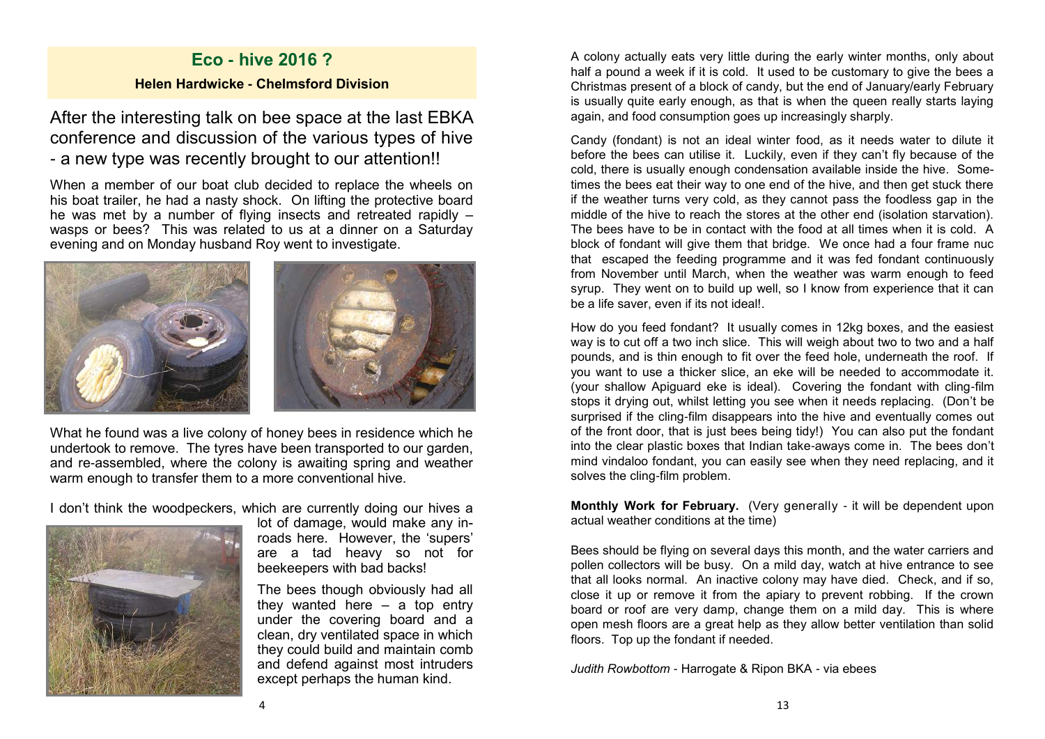## Eco - hive 2016 ?

### Helen Hardwicke - Chelmsford Division

After the interesting talk on bee space at the last EBKA conference and discussion of the various types of hive - a new type was recently brought to our attention!!

When a member of our boat club decided to replace the wheels on his boat trailer, he had a nasty shock. On lifting the protective board he was met by a number of flying insects and retreated rapidly – wasps or bees? This was related to us at a dinner on a Saturday evening and on Monday husband Roy went to investigate.

What he found was a live colony of honey bees in residence which he undertook to remove. The tyres have been transported to our garden, and re-assembled, where the colony is awaiting spring and weather warm enough to transfer them to a more conventional hive.

I don't think the woodpeckers, which are currently doing our hives a lot of damage, would make any inroads here. However, the 'supers' are a tad heavy so not for beekeepers with bad backs!

The bees though obviously had all they wanted here – a top entry under the covering board and a clean, dry ventilated space in which they could build and maintain comb and defend against most intruders except perhaps the human kind.

A colony actually eats very little during the early winter months, only about half a pound a week if it is cold. It used to be customary to give the bees a Christmas present of a block of candy, but the end of January/early February is usually quite early enough, as that is when the queen really starts laying again, and food consumption goes up increasingly sharply.

Candy (fondant) is not an ideal winter food, as it needs water to dilute it before the bees can utilise it. Luckily, even if they can't fly because of the cold, there is usually enough condensation available inside the hive. Sometimes the bees eat their way to one end of the hive, and then get stuck there if the weather turns very cold, as they cannot pass the foodless gap in the middle of the hive to reach the stores at the other end (isolation starvation). The bees have to be in contact with the food at all times when it is cold. A block of fondant will give them that bridge. We once had a four frame nuc that escaped the feeding programme and it was fed fondant continuously from November until March, when the weather was warm enough to feed syrup. They went on to build up well, so I know from experience that it can be a life saver, even if its not ideal!.

How do you feed fondant? It usually comes in 12kg boxes, and the easiest way is to cut off a two inch slice. This will weigh about two to two and a half pounds, and is thin enough to fit over the feed hole, underneath the roof. If you want to use a thicker slice, an eke will be needed to accommodate it. (your shallow Apiguard eke is ideal). Covering the fondant with cling-film stops it drying out, whilst letting you see when it needs replacing. (Don't be surprised if the cling-film disappears into the hive and eventually comes out of the front door, that is just bees being tidy!) You can also put the fondant into the clear plastic boxes that Indian take-aways come in. The bees don't mind vindaloo fondant, you can easily see when they need replacing, and it solves the cling-film problem.

**Monthly Work for February.** (Very generally - it will be dependent upon actual weather conditions at the time)

Bees should be flying on several days this month, and the water carriers and pollen collectors will be busy. On a mild day, watch at hive entrance to see that all looks normal. An inactive colony may have died. Check, and if so, close it up or remove it from the apiary to prevent robbing. If the crown board or roof are very damp, change them on a mild day. This is where open mesh floors are a great help as they allow better ventilation than solid floors. Top up the fondant if needed.

*Judith Rowbottom* - Harrogate & Ripon BKA - via ebees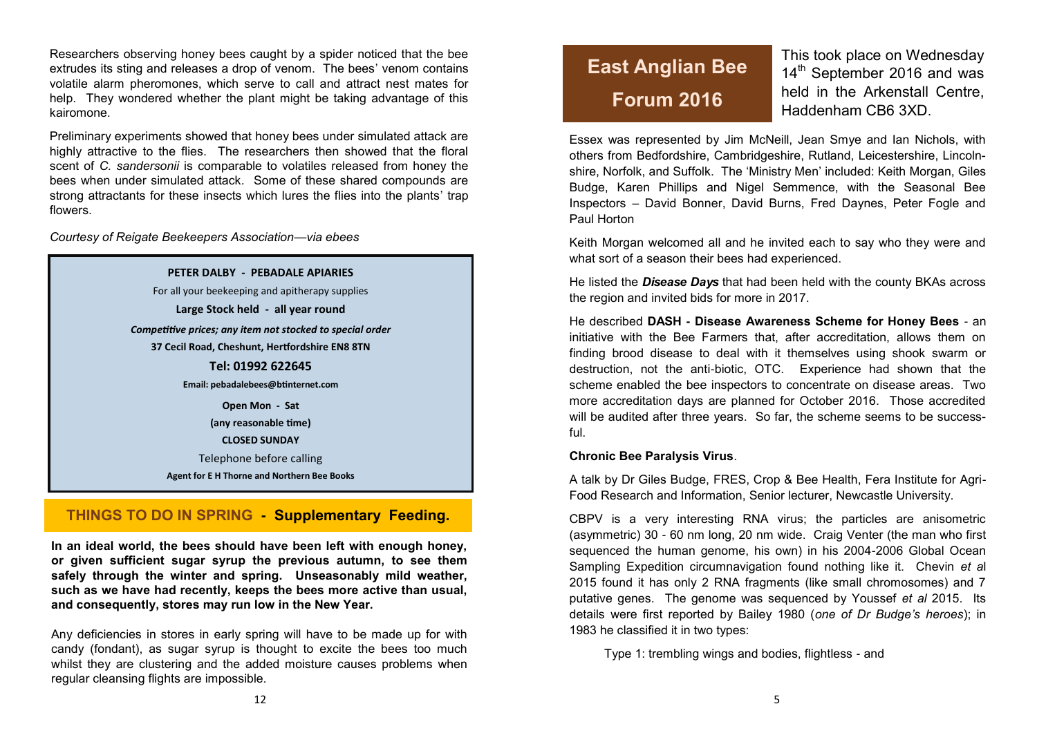Researchers observing honey bees caught by a spider noticed that the bee extrudes its sting and releases a drop of venom. The bees' venom contains volatile alarm pheromones, which serve to call and attract nest mates for help. They wondered whether the plant might be taking advantage of this kairomone.

Preliminary experiments showed that honey bees under simulated attack are highly attractive to the flies. The researchers then showed that the floral scent of *C. sandersonii* is comparable to volatiles released from honey the bees when under simulated attack. Some of these shared compounds are strong attractants for these insects which lures the flies into the plants' trap flowers.

*Courtesy of Reigate Beekeepers Association—via ebees*

**PETER DALBY - PEBADALE APIARIES**

For all your beekeeping and apitherapy supplies

**Large Stock held - all year round**

***Competitive prices; any item not stocked to special order***

**37 Cecil Road, Cheshunt, Hertfordshire EN8 8TN**

**Tel: 01992 622645**

**Email: pebadalebees@btinternet.com**

**Open Mon - Sat**

**(any reasonable time)**

**CLOSED SUNDAY**

Telephone before calling

**Agent for E H Thorne and Northern Bee Books**

## THINGS TO DO IN SPRING - Supplementary Feeding.

**In an ideal world, the bees should have been left with enough honey, or given sufficient sugar syrup the previous autumn, to see them safely through the winter and spring. Unseasonably mild weather, such as we have had recently, keeps the bees more active than usual, and consequently, stores may run low in the New Year.**

Any deficiencies in stores in early spring will have to be made up for with candy (fondant), as sugar syrup is thought to excite the bees too much whilst they are clustering and the added moisture causes problems when regular cleansing flights are impossible.

## East Anglian Bee Forum 2016

This took place on Wednesday 14th September 2016 and was held in the Arkenstall Centre, Haddenham CB6 3XD.

Essex was represented by Jim McNeill, Jean Smye and Ian Nichols, with others from Bedfordshire, Cambridgeshire, Rutland, Leicestershire, Lincolnshire, Norfolk, and Suffolk. The 'Ministry Men' included: Keith Morgan, Giles Budge, Karen Phillips and Nigel Semmence, with the Seasonal Bee Inspectors – David Bonner, David Burns, Fred Daynes, Peter Fogle and Paul Horton

Keith Morgan welcomed all and he invited each to say who they were and what sort of a season their bees had experienced.

He listed the ***Disease Days*** that had been held with the county BKAs across the region and invited bids for more in 2017.

He described **DASH - Disease Awareness Scheme for Honey Bees** - an initiative with the Bee Farmers that, after accreditation, allows them on finding brood disease to deal with it themselves using shook swarm or destruction, not the anti-biotic, OTC. Experience had shown that the scheme enabled the bee inspectors to concentrate on disease areas. Two more accreditation days are planned for October 2016. Those accredited will be audited after three years. So far, the scheme seems to be successful.

**Chronic Bee Paralysis Virus**.

A talk by Dr Giles Budge, FRES, Crop & Bee Health, Fera Institute for Agri-Food Research and Information, Senior lecturer, Newcastle University.

CBPV is a very interesting RNA virus; the particles are anisometric (asymmetric) 30 - 60 nm long, 20 nm wide. Craig Venter (the man who first sequenced the human genome, his own) in his 2004-2006 Global Ocean Sampling Expedition circumnavigation found nothing like it. Chevin *et al* 2015 found it has only 2 RNA fragments (like small chromosomes) and 7 putative genes. The genome was sequenced by Youssef *et al* 2015. Its details were first reported by Bailey 1980 (*one of Dr Budge's heroes*); in 1983 he classified it in two types:

Type 1: trembling wings and bodies, flightless - and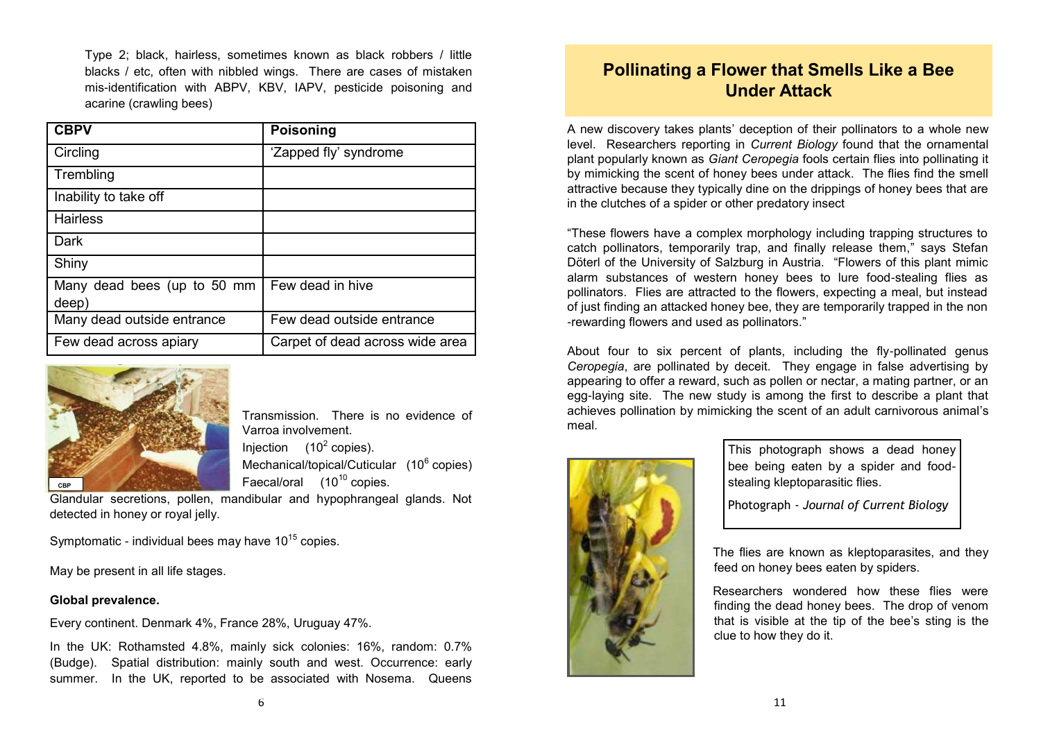Type 2; black, hairless, sometimes known as black robbers / little blacks / etc, often with nibbled wings. There are cases of mistaken mis-identification with ABPV, KBV, IAPV, pesticide poisoning and acarine (crawling bees)

| CBPV | Poisoning |
|---|---|
| Circling | 'Zapped fly' syndrome |
| Trembling | |
| Inability to take off | |
| Hairless | |
| Dark | |
| Shiny | |
| Many dead bees (up to 50 mm deep) | Few dead in hive |
| Many dead outside entrance | Few dead outside entrance |
| Few dead across apiary | Carpet of dead across wide area |

CBP

Transmission. There is no evidence of Varroa involvement.

Injection ($10^2$ copies).

Mechanical/topical/Cuticular ($10^6$ copies)

Faecal/oral ($10^{10}$ copies.

Glandular secretions, pollen, mandibular and hypophrangeal glands. Not detected in honey or royal jelly.

Symptomatic - individual bees may have $10^{15}$ copies.

May be present in all life stages.

**Global prevalence.**

Every continent. Denmark 4%, France 28%, Uruguay 47%.

In the UK: Rothamsted 4.8%, mainly sick colonies: 16%, random: 0.7% (Budge). Spatial distribution: mainly south and west. Occurrence: early summer. In the UK, reported to be associated with Nosema. Queens

## Pollinating a Flower that Smells Like a Bee Under Attack

A new discovery takes plants' deception of their pollinators to a whole new level. Researchers reporting in *Current Biology* found that the ornamental plant popularly known as *Giant Ceropegia* fools certain flies into pollinating it by mimicking the scent of honey bees under attack. The flies find the smell attractive because they typically dine on the drippings of honey bees that are in the clutches of a spider or other predatory insect

"These flowers have a complex morphology including trapping structures to catch pollinators, temporarily trap, and finally release them," says Stefan Döterl of the University of Salzburg in Austria. "Flowers of this plant mimic alarm substances of western honey bees to lure food-stealing flies as pollinators. Flies are attracted to the flowers, expecting a meal, but instead of just finding an attacked honey bee, they are temporarily trapped in the non -rewarding flowers and used as pollinators."

About four to six percent of plants, including the fly-pollinated genus *Ceropegia*, are pollinated by deceit. They engage in false advertising by appearing to offer a reward, such as pollen or nectar, a mating partner, or an egg-laying site. The new study is among the first to describe a plant that achieves pollination by mimicking the scent of an adult carnivorous animal's meal.

This photograph shows a dead honey bee being eaten by a spider and food-stealing kleptoparasitic flies.

Photograph - *Journal of Current Biology*

The flies are known as kleptoparasites, and they feed on honey bees eaten by spiders.

Researchers wondered how these flies were finding the dead honey bees. The drop of venom that is visible at the tip of the bee's sting is the clue to how they do it.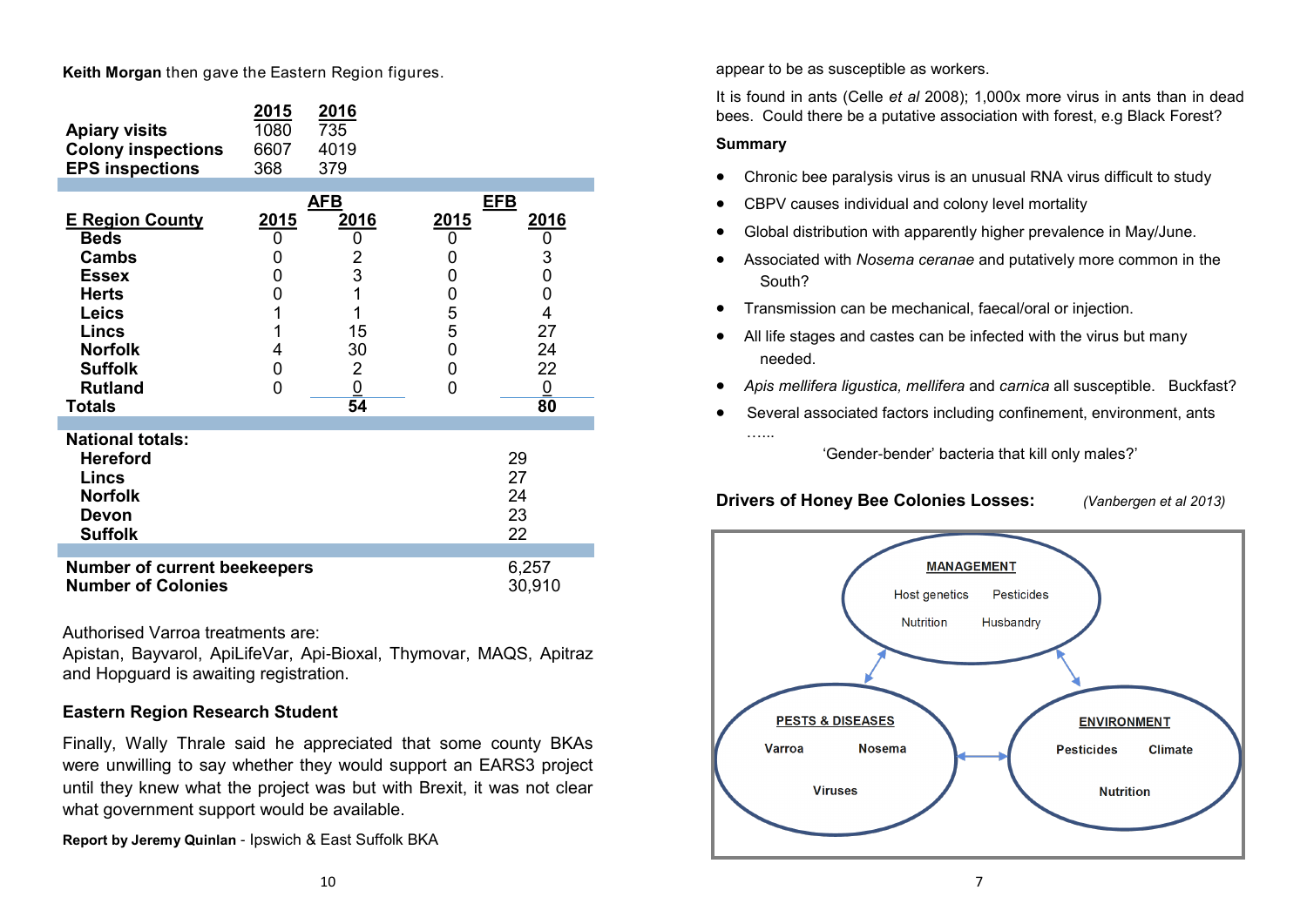**Keith Morgan** then gave the Eastern Region figures.

| | 2015 | 2016 |
|---|---|---|
| **Apiary visits** | 1080 | 735 |
| **Colony inspections** | 6607 | 4019 |
| **EPS inspections** | 368 | 379 |

| | AFB | | EFB | |
|---|---|---|---|---|
| **E Region County** | **2015** | **2016** | **2015** | **2016** |
| **Beds** | 0 | 0 | 0 | 0 |
| **Cambs** | 0 | 2 | 0 | 3 |
| **Essex** | 0 | 3 | 0 | 0 |
| **Herts** | 0 | 1 | 0 | 0 |
| **Leics** | 1 | 1 | 5 | 4 |
| **Lincs** | 1 | 15 | 5 | 27 |
| **Norfolk** | 4 | 30 | 0 | 24 |
| **Suffolk** | 0 | 2 | 0 | 22 |
| **Rutland** | 0 | 0 | 0 | 0 |
| **Totals** | | **54** | | **80** |

| **National totals:** | |
|---|---|
| **Hereford** | 29 |
| **Lincs** | 27 |
| **Norfolk** | 24 |
| **Devon** | 23 |
| **Suffolk** | 22 |

| | |
|---|---|
| **Number of current beekeepers** | 6,257 |
| **Number of Colonies** | 30,910 |

Authorised Varroa treatments are:
Apistan, Bayvarol, ApiLifeVar, Api-Bioxal, Thymovar, MAQS, Apitraz and Hopguard is awaiting registration.

## Eastern Region Research Student

Finally, Wally Thrale said he appreciated that some county BKAs were unwilling to say whether they would support an EARS3 project until they knew what the project was but with Brexit, it was not clear what government support would be available.

**Report by Jeremy Quinlan** - Ipswich & East Suffolk BKA

appear to be as susceptible as workers.

It is found in ants (Celle *et al* 2008); 1,000x more virus in ants than in dead bees. Could there be a putative association with forest, e.g Black Forest?

**Summary**

- Chronic bee paralysis virus is an unusual RNA virus difficult to study
- CBPV causes individual and colony level mortality
- Global distribution with apparently higher prevalence in May/June.
- Associated with *Nosema ceranae* and putatively more common in the South?
- Transmission can be mechanical, faecal/oral or injection.
- All life stages and castes can be infected with the virus but many needed.
- *Apis mellifera ligustica, mellifera* and *carnica* all susceptible. Buckfast?
- Several associated factors including confinement, environment, ants ……

  'Gender-bender' bacteria that kill only males?'

**Drivers of Honey Bee Colonies Losses:** *(Vanbergen et al 2013)*

MANAGEMENT: Host genetics, Pesticides, Nutrition, Husbandry

PESTS & DISEASES: Varroa, Nosema, Viruses

ENVIRONMENT: Pesticides, Climate, Nutrition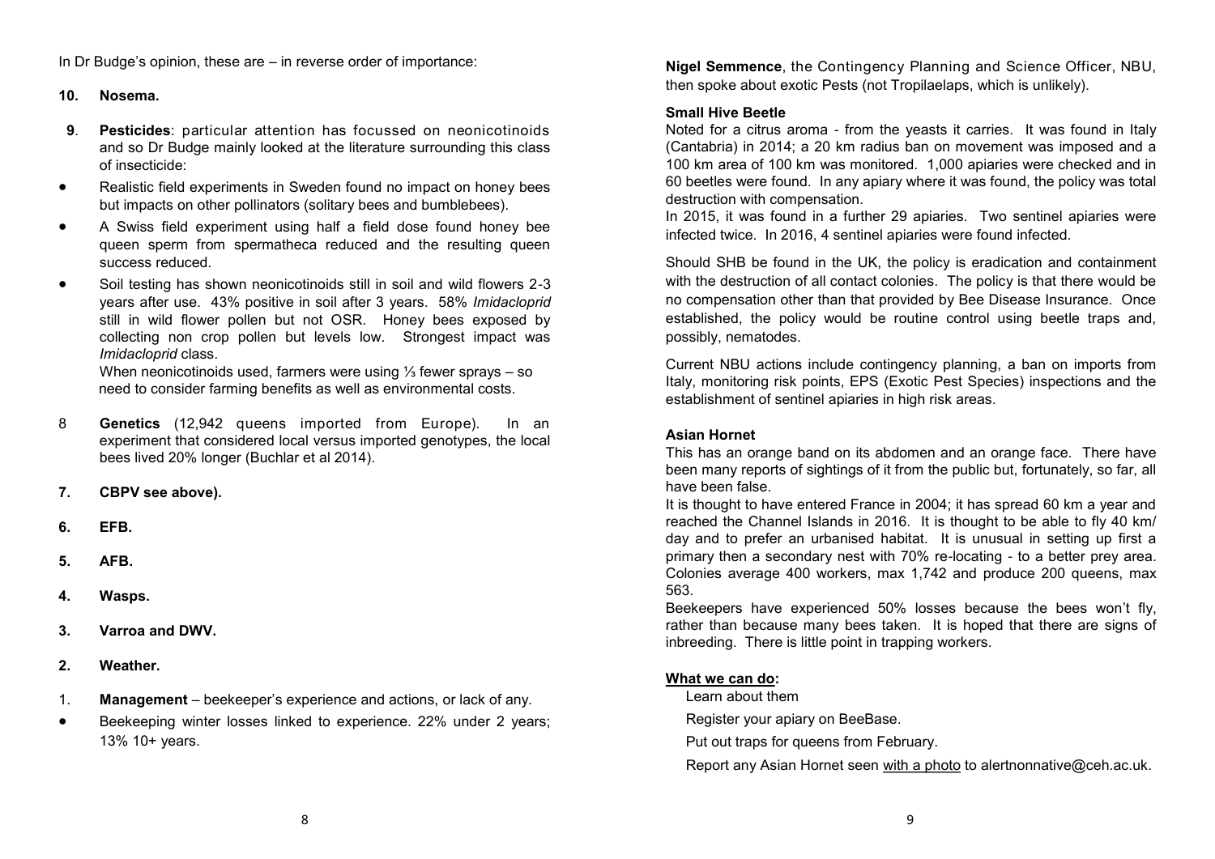In Dr Budge's opinion, these are – in reverse order of importance:

**10. Nosema.**

**9. Pesticides**: particular attention has focussed on neonicotinoids and so Dr Budge mainly looked at the literature surrounding this class of insecticide:

- Realistic field experiments in Sweden found no impact on honey bees but impacts on other pollinators (solitary bees and bumblebees).
- A Swiss field experiment using half a field dose found honey bee queen sperm from spermatheca reduced and the resulting queen success reduced.
- Soil testing has shown neonicotinoids still in soil and wild flowers 2-3 years after use. 43% positive in soil after 3 years. 58% *Imidacloprid* still in wild flower pollen but not OSR. Honey bees exposed by collecting non crop pollen but levels low. Strongest impact was *Imidacloprid* class.

  When neonicotinoids used, farmers were using ⅓ fewer sprays – so need to consider farming benefits as well as environmental costs.

8 **Genetics** (12,942 queens imported from Europe). In an experiment that considered local versus imported genotypes, the local bees lived 20% longer (Buchlar et al 2014).

**7. CBPV see above).**

**6. EFB.**

**5. AFB.**

**4. Wasps.**

**3. Varroa and DWV.**

**2. Weather.**

1. **Management** – beekeeper's experience and actions, or lack of any.

- Beekeeping winter losses linked to experience. 22% under 2 years; 13% 10+ years.

**Nigel Semmence**, the Contingency Planning and Science Officer, NBU, then spoke about exotic Pests (not Tropilaelaps, which is unlikely).

**Small Hive Beetle**

Noted for a citrus aroma - from the yeasts it carries. It was found in Italy (Cantabria) in 2014; a 20 km radius ban on movement was imposed and a 100 km area of 100 km was monitored. 1,000 apiaries were checked and in 60 beetles were found. In any apiary where it was found, the policy was total destruction with compensation.

In 2015, it was found in a further 29 apiaries. Two sentinel apiaries were infected twice. In 2016, 4 sentinel apiaries were found infected.

Should SHB be found in the UK, the policy is eradication and containment with the destruction of all contact colonies. The policy is that there would be no compensation other than that provided by Bee Disease Insurance. Once established, the policy would be routine control using beetle traps and, possibly, nematodes.

Current NBU actions include contingency planning, a ban on imports from Italy, monitoring risk points, EPS (Exotic Pest Species) inspections and the establishment of sentinel apiaries in high risk areas.

**Asian Hornet**

This has an orange band on its abdomen and an orange face. There have been many reports of sightings of it from the public but, fortunately, so far, all have been false.

It is thought to have entered France in 2004; it has spread 60 km a year and reached the Channel Islands in 2016. It is thought to be able to fly 40 km/ day and to prefer an urbanised habitat. It is unusual in setting up first a primary then a secondary nest with 70% re-locating - to a better prey area. Colonies average 400 workers, max 1,742 and produce 200 queens, max 563.

Beekeepers have experienced 50% losses because the bees won't fly, rather than because many bees taken. It is hoped that there are signs of inbreeding. There is little point in trapping workers.

**What we can do:**

Learn about them

Register your apiary on BeeBase.

Put out traps for queens from February.

Report any Asian Hornet seen with a photo to alertnonnative@ceh.ac.uk.